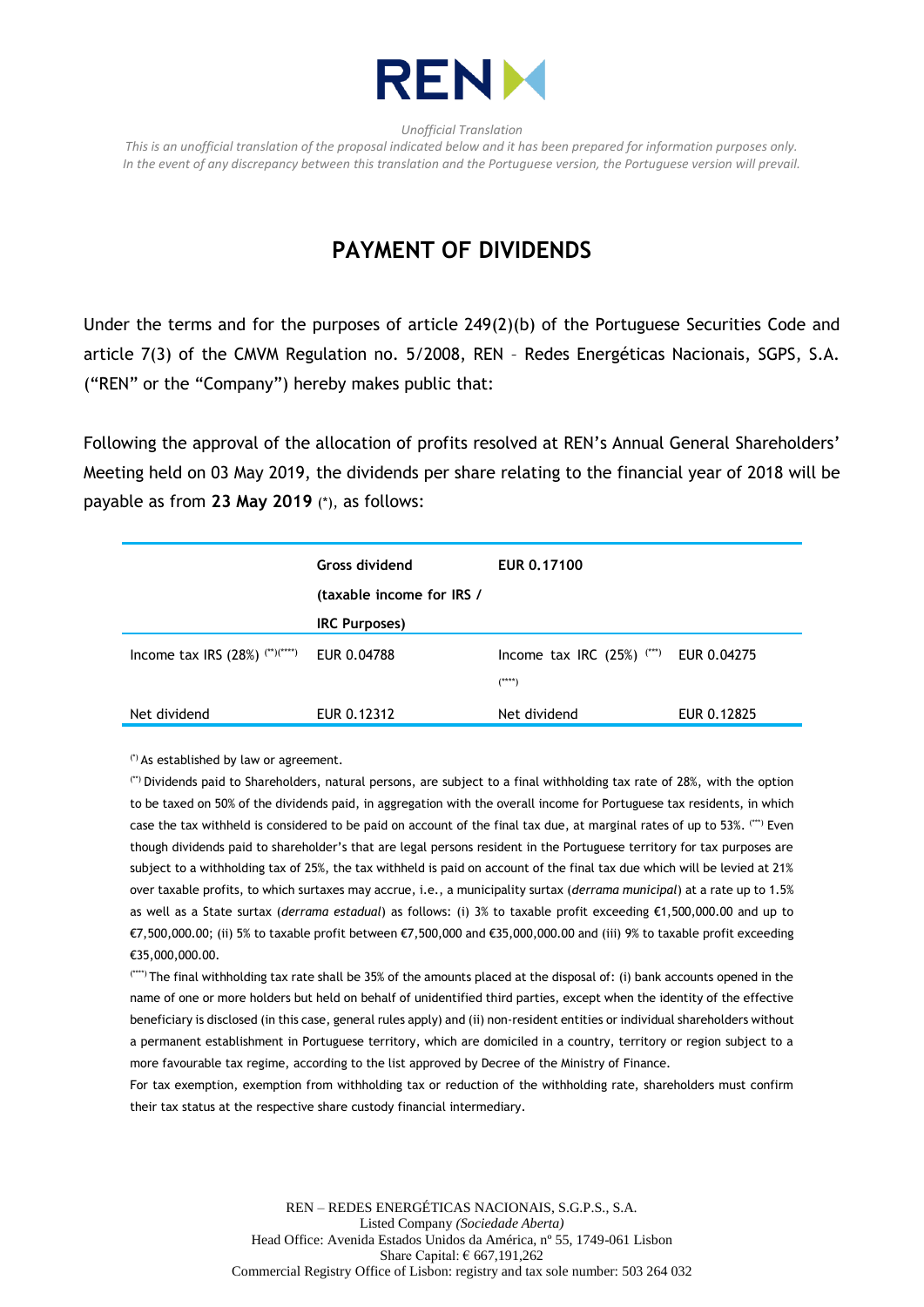*Unofficial Translation*

*This is an unofficial translation of the proposal indicated below and it has been prepared for information purposes only. In the event of any discrepancy between this translation and the Portuguese version, the Portuguese version will prevail.*

# PAYMENT OF DIVIDENDS

Under the terms and for the purposes of article 249(2)(b) of the Portuguese Securities Code and article 7(3) of the CMVM Regulation no. 5/2008, REN – Redes Energéticas Nacionais, SGPS, S.A. ("REN" or the "Company") hereby makes public that:

Following the approval of the allocation of profits resolved at REN's Annual General Shareholders' Meeting held on 03 May 2019, the dividends per share relating to the financial year of 2018 will be payable as from **23 May 2019** (*), as follows:

| | **Gross dividend (taxable income for IRS / IRC Purposes)** | **EUR 0.17100** | |
|---|---|---|---|
| Income tax IRS (28%) (**)(****) | EUR 0.04788 | Income tax IRC (25%) (***)(****) | EUR 0.04275 |
| Net dividend | EUR 0.12312 | Net dividend | EUR 0.12825 |

(*) As established by law or agreement.

(**) Dividends paid to Shareholders, natural persons, are subject to a final withholding tax rate of 28%, with the option to be taxed on 50% of the dividends paid, in aggregation with the overall income for Portuguese tax residents, in which case the tax withheld is considered to be paid on account of the final tax due, at marginal rates of up to 53%. (***) Even though dividends paid to shareholder's that are legal persons resident in the Portuguese territory for tax purposes are subject to a withholding tax of 25%, the tax withheld is paid on account of the final tax due which will be levied at 21% over taxable profits, to which surtaxes may accrue, i.e., a municipality surtax (*derrama municipal*) at a rate up to 1.5% as well as a State surtax (*derrama estadual*) as follows: (i) 3% to taxable profit exceeding €1,500,000.00 and up to €7,500,000.00; (ii) 5% to taxable profit between €7,500,000 and €35,000,000.00 and (iii) 9% to taxable profit exceeding €35,000,000.00.

(****) The final withholding tax rate shall be 35% of the amounts placed at the disposal of: (i) bank accounts opened in the name of one or more holders but held on behalf of unidentified third parties, except when the identity of the effective beneficiary is disclosed (in this case, general rules apply) and (ii) non-resident entities or individual shareholders without a permanent establishment in Portuguese territory, which are domiciled in a country, territory or region subject to a more favourable tax regime, according to the list approved by Decree of the Ministry of Finance.

For tax exemption, exemption from withholding tax or reduction of the withholding rate, shareholders must confirm their tax status at the respective share custody financial intermediary.

REN – REDES ENERGÉTICAS NACIONAIS, S.G.P.S., S.A.
Listed Company *(Sociedade Aberta)*
Head Office: Avenida Estados Unidos da América, nº 55, 1749-061 Lisbon
Share Capital: € 667,191,262
Commercial Registry Office of Lisbon: registry and tax sole number: 503 264 032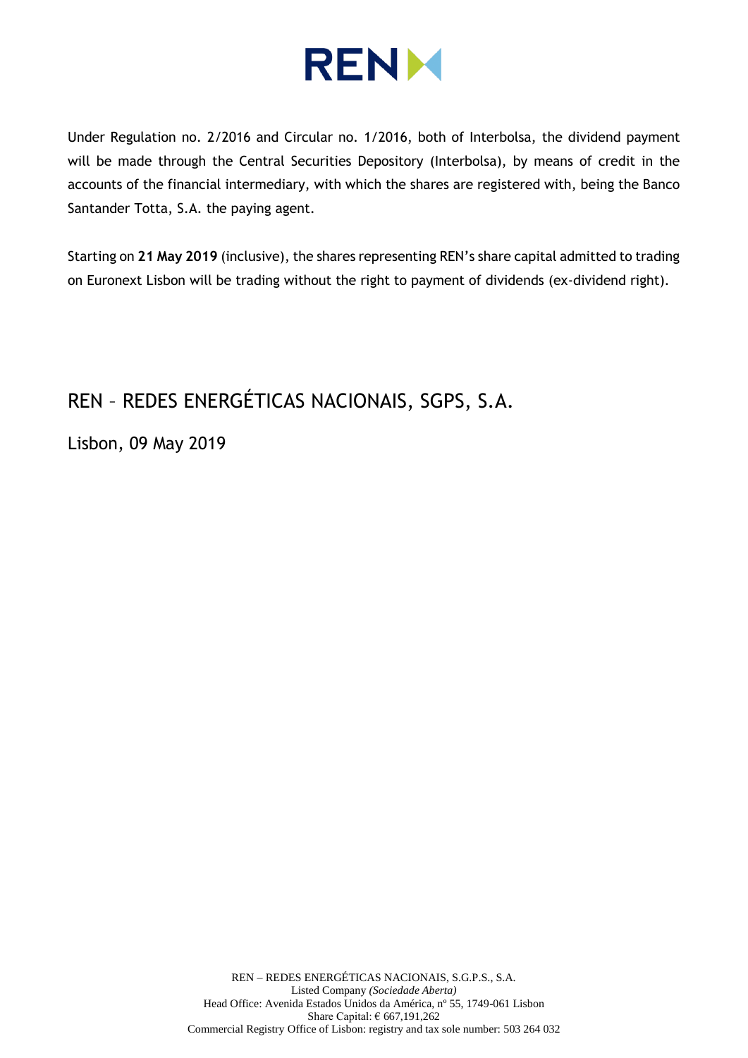Under Regulation no. 2/2016 and Circular no. 1/2016, both of Interbolsa, the dividend payment will be made through the Central Securities Depository (Interbolsa), by means of credit in the accounts of the financial intermediary, with which the shares are registered with, being the Banco Santander Totta, S.A. the paying agent.

Starting on **21 May 2019** (inclusive), the shares representing REN's share capital admitted to trading on Euronext Lisbon will be trading without the right to payment of dividends (ex-dividend right).

REN – REDES ENERGÉTICAS NACIONAIS, SGPS, S.A.

Lisbon, 09 May 2019

REN – REDES ENERGÉTICAS NACIONAIS, S.G.P.S., S.A.
Listed Company *(Sociedade Aberta)*
Head Office: Avenida Estados Unidos da América, nº 55, 1749-061 Lisbon
Share Capital: € 667,191,262
Commercial Registry Office of Lisbon: registry and tax sole number: 503 264 032